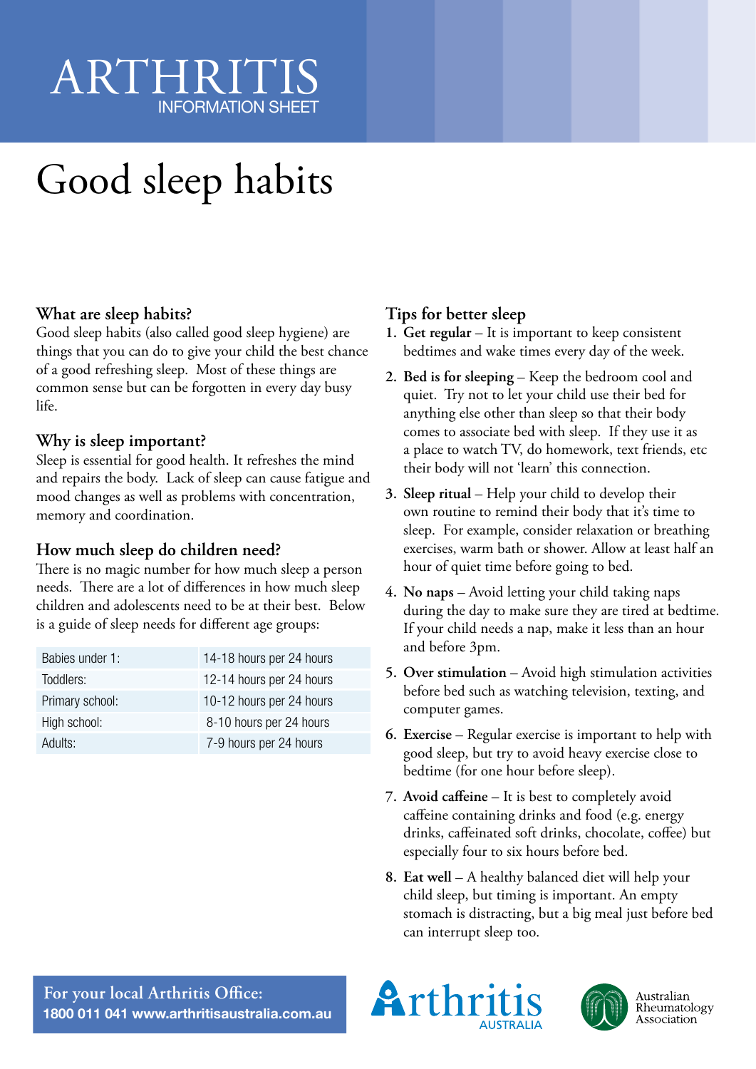# ARTHRITIS

INFORMATION SHEET

# Good sleep habits

## What are sleep habits?

Good sleep habits (also called good sleep hygiene) are things that you can do to give your child the best chance of a good refreshing sleep. Most of these things are common sense but can be forgotten in every day busy life.

## Why is sleep important?

Sleep is essential for good health. It refreshes the mind and repairs the body. Lack of sleep can cause fatigue and mood changes as well as problems with concentration, memory and coordination.

## How much sleep do children need?

There is no magic number for how much sleep a person needs. There are a lot of differences in how much sleep children and adolescents need to be at their best. Below is a guide of sleep needs for different age groups:

| | |
|---|---|
| Babies under 1: | 14-18 hours per 24 hours |
| Toddlers: | 12-14 hours per 24 hours |
| Primary school: | 10-12 hours per 24 hours |
| High school: | 8-10 hours per 24 hours |
| Adults: | 7-9 hours per 24 hours |

## Tips for better sleep

1. **Get regular** – It is important to keep consistent bedtimes and wake times every day of the week.
2. **Bed is for sleeping** – Keep the bedroom cool and quiet. Try not to let your child use their bed for anything else other than sleep so that their body comes to associate bed with sleep. If they use it as a place to watch TV, do homework, text friends, etc their body will not 'learn' this connection.
3. **Sleep ritual** – Help your child to develop their own routine to remind their body that it's time to sleep. For example, consider relaxation or breathing exercises, warm bath or shower. Allow at least half an hour of quiet time before going to bed.
4. **No naps** – Avoid letting your child taking naps during the day to make sure they are tired at bedtime. If your child needs a nap, make it less than an hour and before 3pm.
5. **Over stimulation** – Avoid high stimulation activities before bed such as watching television, texting, and computer games.
6. **Exercise** – Regular exercise is important to help with good sleep, but try to avoid heavy exercise close to bedtime (for one hour before sleep).
7. **Avoid caffeine** – It is best to completely avoid caffeine containing drinks and food (e.g. energy drinks, caffeinated soft drinks, chocolate, coffee) but especially four to six hours before bed.
8. **Eat well** – A healthy balanced diet will help your child sleep, but timing is important. An empty stomach is distracting, but a big meal just before bed can interrupt sleep too.

**For your local Arthritis Office:**
**1800 011 041 www.arthritisaustralia.com.au**

Arthritis AUSTRALIA

Australian Rheumatology Association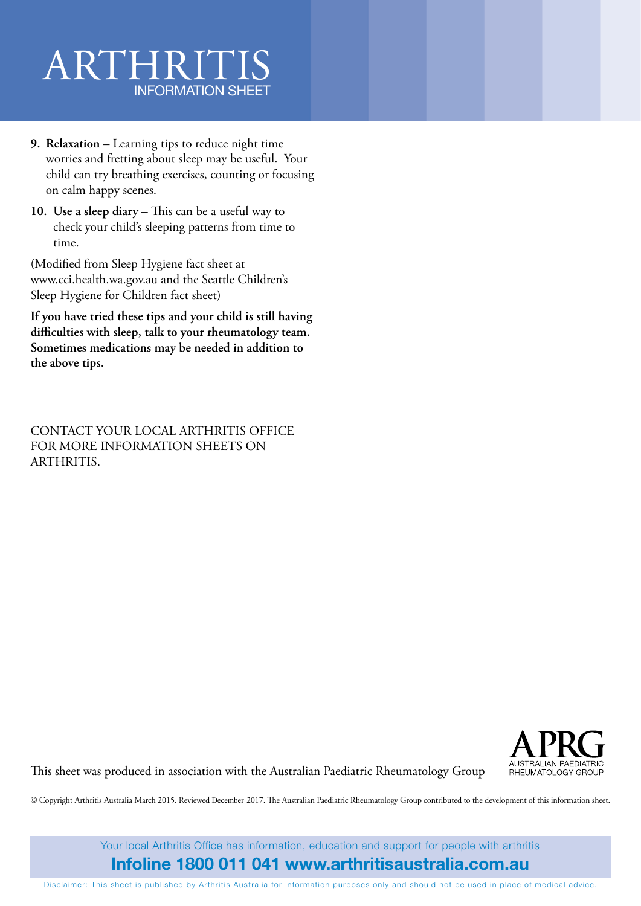9. **Relaxation** – Learning tips to reduce night time worries and fretting about sleep may be useful. Your child can try breathing exercises, counting or focusing on calm happy scenes.
10. **Use a sleep diary** – This can be a useful way to check your child's sleeping patterns from time to time.

(Modified from Sleep Hygiene fact sheet at www.cci.health.wa.gov.au and the Seattle Children's Sleep Hygiene for Children fact sheet)

**If you have tried these tips and your child is still having difficulties with sleep, talk to your rheumatology team. Sometimes medications may be needed in addition to the above tips.**

CONTACT YOUR LOCAL ARTHRITIS OFFICE FOR MORE INFORMATION SHEETS ON ARTHRITIS.

This sheet was produced in association with the Australian Paediatric Rheumatology Group

APRG
AUSTRALIAN PAEDIATRIC RHEUMATOLOGY GROUP

© Copyright Arthritis Australia March 2015. Reviewed December 2017. The Australian Paediatric Rheumatology Group contributed to the development of this information sheet.

Your local Arthritis Office has information, education and support for people with arthritis

**Infoline 1800 011 041 www.arthritisaustralia.com.au**

Disclaimer: This sheet is published by Arthritis Australia for information purposes only and should not be used in place of medical advice.